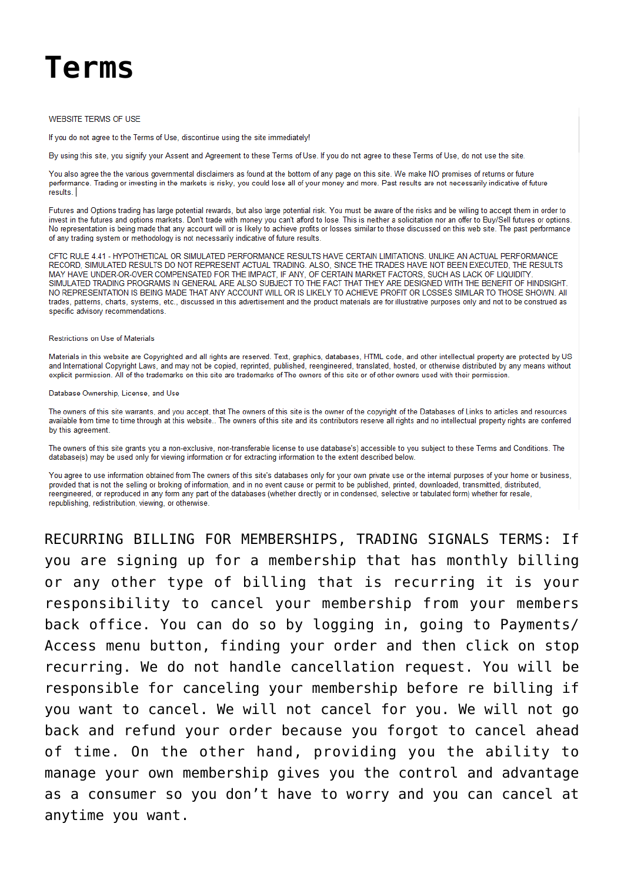# Terms

WEBSITE TERMS OF USE

If you do not agree to the Terms of Use, discontinue using the site immediately!

By using this site, you signify your Assent and Agreement to these Terms of Use. If you do not agree to these Terms of Use, do not use the site.

You also agree the the various governmental disclaimers as found at the bottom of any page on this site. We make NO promises of returns or future performance. Trading or investing in the markets is risky, you could lose all of your money and more. Past results are not necessarily indicative of future results.

Futures and Options trading has large potential rewards, but also large potential risk. You must be aware of the risks and be willing to accept them in order to invest in the futures and options markets. Don't trade with money you can't afford to lose. This is neither a solicitation nor an offer to Buy/Sell futures or options. No representation is being made that any account will or is likely to achieve profits or losses similar to those discussed on this web site. The past performance of any trading system or methodology is not necessarily indicative of future results.

CFTC RULE 4.41 - HYPOTHETICAL OR SIMULATED PERFORMANCE RESULTS HAVE CERTAIN LIMITATIONS. UNLIKE AN ACTUAL PERFORMANCE RECORD, SIMULATED RESULTS DO NOT REPRESENT ACTUAL TRADING. ALSO, SINCE THE TRADES HAVE NOT BEEN EXECUTED, THE RESULTS MAY HAVE UNDER-OR-OVER COMPENSATED FOR THE IMPACT, IF ANY, OF CERTAIN MARKET FACTORS, SUCH AS LACK OF LIQUIDITY. SIMULATED TRADING PROGRAMS IN GENERAL ARE ALSO SUBJECT TO THE FACT THAT THEY ARE DESIGNED WITH THE BENEFIT OF HINDSIGHT. NO REPRESENTATION IS BEING MADE THAT ANY ACCOUNT WILL OR IS LIKELY TO ACHIEVE PROFIT OR LOSSES SIMILAR TO THOSE SHOWN. All trades, patterns, charts, systems, etc., discussed in this advertisement and the product materials are for illustrative purposes only and not to be construed as specific advisory recommendations.

Restrictions on Use of Materials

Materials in this website are Copyrighted and all rights are reserved. Text, graphics, databases, HTML code, and other intellectual property are protected by US and International Copyright Laws, and may not be copied, reprinted, published, reengineered, translated, hosted, or otherwise distributed by any means without explicit permission. All of the trademarks on this site are trademarks of The owners of this site or of other owners used with their permission.

Database Ownership, License, and Use

The owners of this site warrants, and you accept, that The owners of this site is the owner of the copyright of the Databases of Links to articles and resources available from time to time through at this website.. The owners of this site and its contributors reserve all rights and no intellectual property rights are conferred by this agreement.

The owners of this site grants you a non-exclusive, non-transferable license to use database's) accessible to you subject to these Terms and Conditions. The database(s) may be used only for viewing information or for extracting information to the extent described below.

You agree to use information obtained from The owners of this site's databases only for your own private use or the internal purposes of your home or business, provided that is not the selling or broking of information, and in no event cause or permit to be published, printed, downloaded, transmitted, distributed, reengineered, or reproduced in any form any part of the databases (whether directly or in condensed, selective or tabulated form) whether for resale, republishing, redistribution, viewing, or otherwise.

RECURRING BILLING FOR MEMBERSHIPS, TRADING SIGNALS TERMS: If you are signing up for a membership that has monthly billing or any other type of billing that is recurring it is your responsibility to cancel your membership from your members back office. You can do so by logging in, going to Payments/ Access menu button, finding your order and then click on stop recurring. We do not handle cancellation request. You will be responsible for canceling your membership before re billing if you want to cancel. We will not cancel for you. We will not go back and refund your order because you forgot to cancel ahead of time. On the other hand, providing you the ability to manage your own membership gives you the control and advantage as a consumer so you don't have to worry and you can cancel at anytime you want.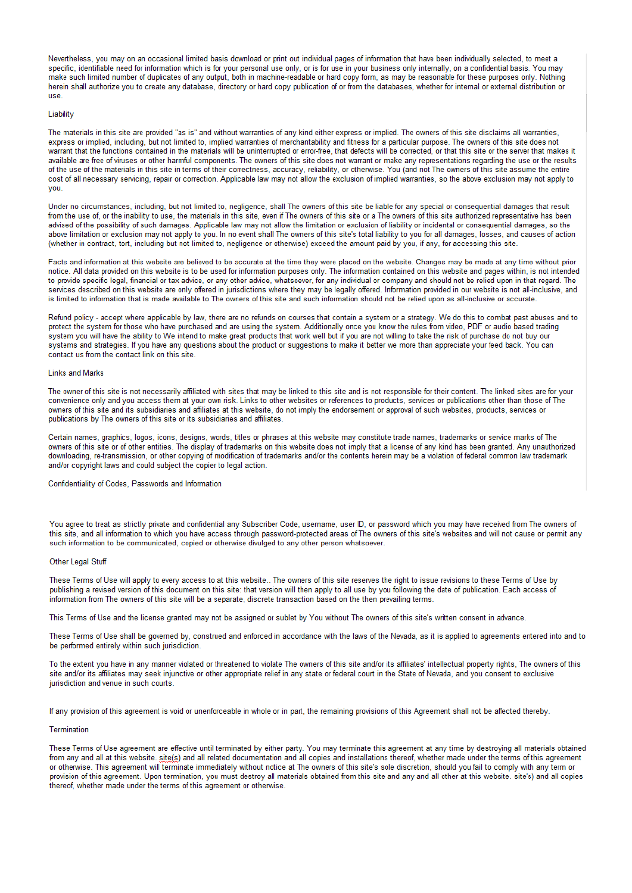Nevertheless, you may on an occasional limited basis download or print out individual pages of information that have been individually selected, to meet a specific, identifiable need for information which is for your personal use only, or is for use in your business only internally, on a confidential basis. You may make such limited number of duplicates of any output, both in machine-readable or hard copy form, as may be reasonable for these purposes only. Nothing herein shall authorize you to create any database, directory or hard copy publication of or from the databases, whether for internal or external distribution or use.

## Liability

The materials in this site are provided "as is" and without warranties of any kind either express or implied. The owners of this site disclaims all warranties, express or implied, including, but not limited to, implied warranties of merchantability and fitness for a particular purpose. The owners of this site does not warrant that the functions contained in the materials will be uninterrupted or error-free, that defects will be corrected, or that this site or the server that makes it available are free of viruses or other harmful components. The owners of this site does not warrant or make any representations regarding the use or the results of the use of the materials in this site in terms of their correctness, accuracy, reliability, or otherwise. You (and not The owners of this site assume the entire cost of all necessary servicing, repair or correction. Applicable law may not allow the exclusion of implied warranties, so the above exclusion may not apply to you.

Under no circumstances, including, but not limited to, negligence, shall The owners of this site be liable for any special or consequential damages that result from the use of, or the inability to use, the materials in this site, even if The owners of this site or a The owners of this site authorized representative has been advised of the possibility of such damages. Applicable law may not allow the limitation or exclusion of liability or incidental or consequential damages, so the above limitation or exclusion may not apply to you. In no event shall The owners of this site's total liability to you for all damages, losses, and causes of action (whether in contract, tort, including but not limited to, negligence or otherwise) exceed the amount paid by you, if any, for accessing this site.

Facts and information at this website are believed to be accurate at the time they were placed on the website. Changes may be made at any time without prior notice. All data provided on this website is to be used for information purposes only. The information contained on this website and pages within, is not intended to provide specific legal, financial or tax advice, or any other advice, whatsoever, for any individual or company and should not be relied upon in that regard. The services described on this website are only offered in jurisdictions where they may be legally offered. Information provided in our website is not all-inclusive, and is limited to information that is made available to The owners of this site and such information should not be relied upon as all-inclusive or accurate.

Refund policy - accept where applicable by law, there are no refunds on courses that contain a system or a strategy. We do this to combat past abuses and to protect the system for those who have purchased and are using the system. Additionally once you know the rules from video, PDF or audio based trading system you will have the ability to We intend to make great products that work well but if you are not willing to take the risk of purchase do not buy our systems and strategies. If you have any questions about the product or suggestions to make it better we more than appreciate your feed back. You can contact us from the contact link on this site.

## Links and Marks

The owner of this site is not necessarily affiliated with sites that may be linked to this site and is not responsible for their content. The linked sites are for your convenience only and you access them at your own risk. Links to other websites or references to products, services or publications other than those of The owners of this site and its subsidiaries and affiliates at this website, do not imply the endorsement or approval of such websites, products, services or publications by The owners of this site or its subsidiaries and affiliates.

Certain names, graphics, logos, icons, designs, words, titles or phrases at this website may constitute trade names, trademarks or service marks of The owners of this site or of other entities. The display of trademarks on this website does not imply that a license of any kind has been granted. Any unauthorized downloading, re-transmission, or other copying of modification of trademarks and/or the contents herein may be a violation of federal common law trademark and/or copyright laws and could subject the copier to legal action.

## Confidentiality of Codes, Passwords and Information

You agree to treat as strictly private and confidential any Subscriber Code, username, user ID, or password which you may have received from The owners of this site, and all information to which you have access through password-protected areas of The owners of this site's websites and will not cause or permit any such information to be communicated, copied or otherwise divulged to any other person whatsoever.

## Other Legal Stuff

These Terms of Use will apply to every access to at this website.. The owners of this site reserves the right to issue revisions to these Terms of Use by publishing a revised version of this document on this site: that version will then apply to all use by you following the date of publication. Each access of information from The owners of this site will be a separate, discrete transaction based on the then prevailing terms.

This Terms of Use and the license granted may not be assigned or sublet by You without The owners of this site's written consent in advance.

These Terms of Use shall be governed by, construed and enforced in accordance with the laws of the Nevada, as it is applied to agreements entered into and to be performed entirely within such jurisdiction.

To the extent you have in any manner violated or threatened to violate The owners of this site and/or its affiliates' intellectual property rights, The owners of this site and/or its affiliates may seek injunctive or other appropriate relief in any state or federal court in the State of Nevada, and you consent to exclusive jurisdiction and venue in such courts.

If any provision of this agreement is void or unenforceable in whole or in part, the remaining provisions of this Agreement shall not be affected thereby.

## Termination

These Terms of Use agreement are effective until terminated by either party. You may terminate this agreement at any time by destroying all materials obtained from any and all at this website. site(s) and all related documentation and all copies and installations thereof, whether made under the terms of this agreement or otherwise. This agreement will terminate immediately without notice at The owners of this site's sole discretion, should you fail to comply with any term or provision of this agreement. Upon termination, you must destroy all materials obtained from this site and any and all other at this website. site's) and all copies thereof, whether made under the terms of this agreement or otherwise.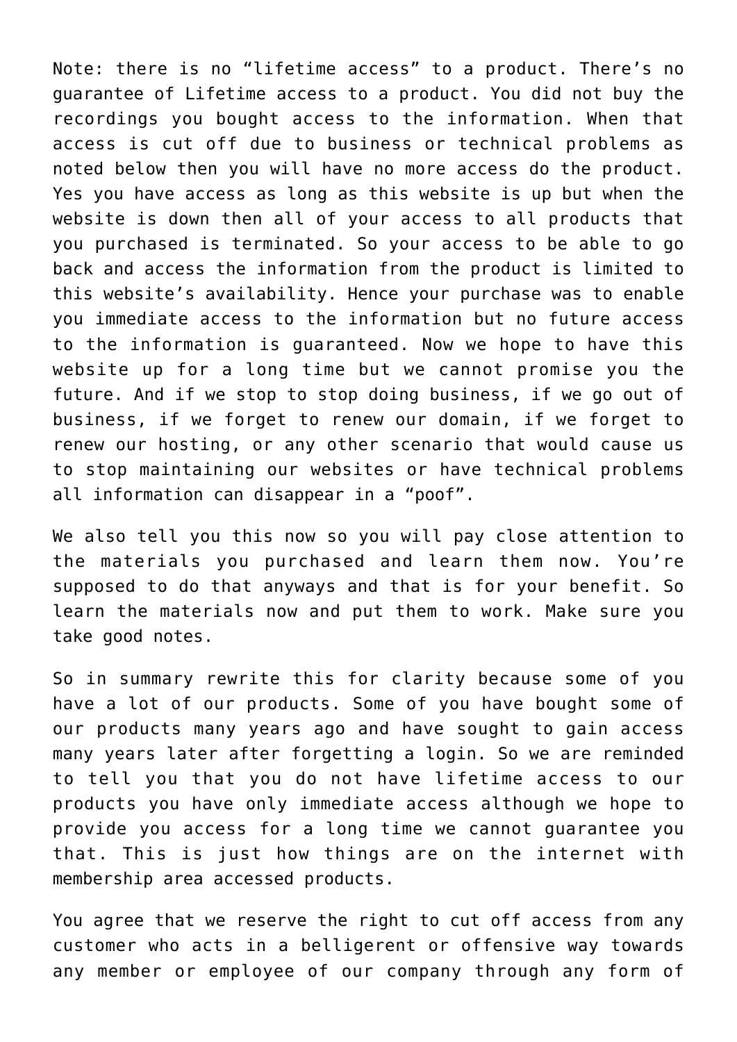Note: there is no "lifetime access" to a product. There's no guarantee of Lifetime access to a product. You did not buy the recordings you bought access to the information. When that access is cut off due to business or technical problems as noted below then you will have no more access do the product. Yes you have access as long as this website is up but when the website is down then all of your access to all products that you purchased is terminated. So your access to be able to go back and access the information from the product is limited to this website's availability. Hence your purchase was to enable you immediate access to the information but no future access to the information is guaranteed. Now we hope to have this website up for a long time but we cannot promise you the future. And if we stop to stop doing business, if we go out of business, if we forget to renew our domain, if we forget to renew our hosting, or any other scenario that would cause us to stop maintaining our websites or have technical problems all information can disappear in a "poof".

We also tell you this now so you will pay close attention to the materials you purchased and learn them now. You're supposed to do that anyways and that is for your benefit. So learn the materials now and put them to work. Make sure you take good notes.

So in summary rewrite this for clarity because some of you have a lot of our products. Some of you have bought some of our products many years ago and have sought to gain access many years later after forgetting a login. So we are reminded to tell you that you do not have lifetime access to our products you have only immediate access although we hope to provide you access for a long time we cannot guarantee you that. This is just how things are on the internet with membership area accessed products.

You agree that we reserve the right to cut off access from any customer who acts in a belligerent or offensive way towards any member or employee of our company through any form of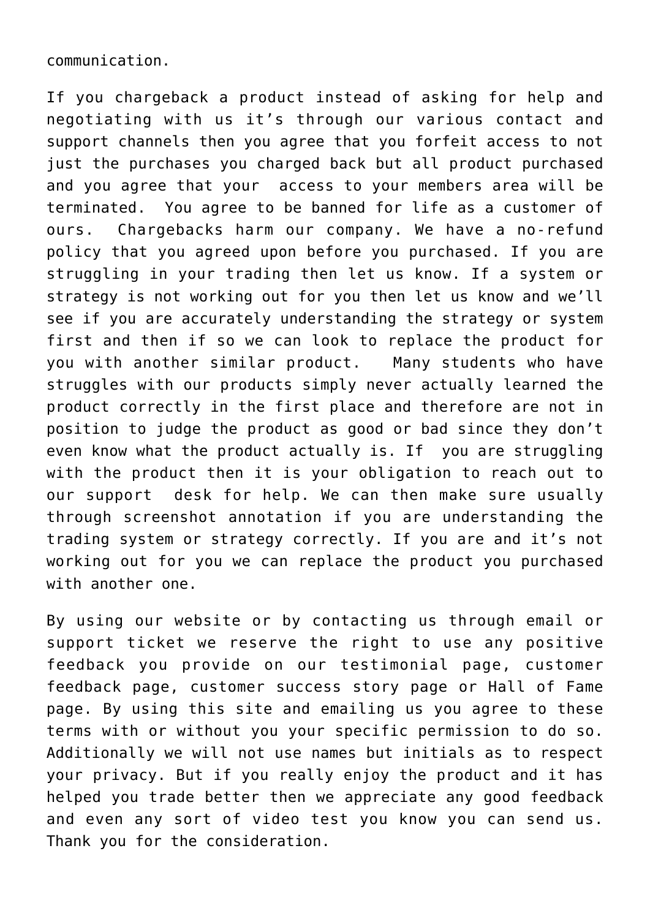communication.

If you chargeback a product instead of asking for help and negotiating with us it’s through our various contact and support channels then you agree that you forfeit access to not just the purchases you charged back but all product purchased and you agree that your access to your members area will be terminated. You agree to be banned for life as a customer of ours. Chargebacks harm our company. We have a no-refund policy that you agreed upon before you purchased. If you are struggling in your trading then let us know. If a system or strategy is not working out for you then let us know and we’ll see if you are accurately understanding the strategy or system first and then if so we can look to replace the product for you with another similar product. Many students who have struggles with our products simply never actually learned the product correctly in the first place and therefore are not in position to judge the product as good or bad since they don’t even know what the product actually is. If you are struggling with the product then it is your obligation to reach out to our support desk for help. We can then make sure usually through screenshot annotation if you are understanding the trading system or strategy correctly. If you are and it’s not working out for you we can replace the product you purchased with another one.

By using our website or by contacting us through email or support ticket we reserve the right to use any positive feedback you provide on our testimonial page, customer feedback page, customer success story page or Hall of Fame page. By using this site and emailing us you agree to these terms with or without you your specific permission to do so. Additionally we will not use names but initials as to respect your privacy. But if you really enjoy the product and it has helped you trade better then we appreciate any good feedback and even any sort of video test you know you can send us. Thank you for the consideration.